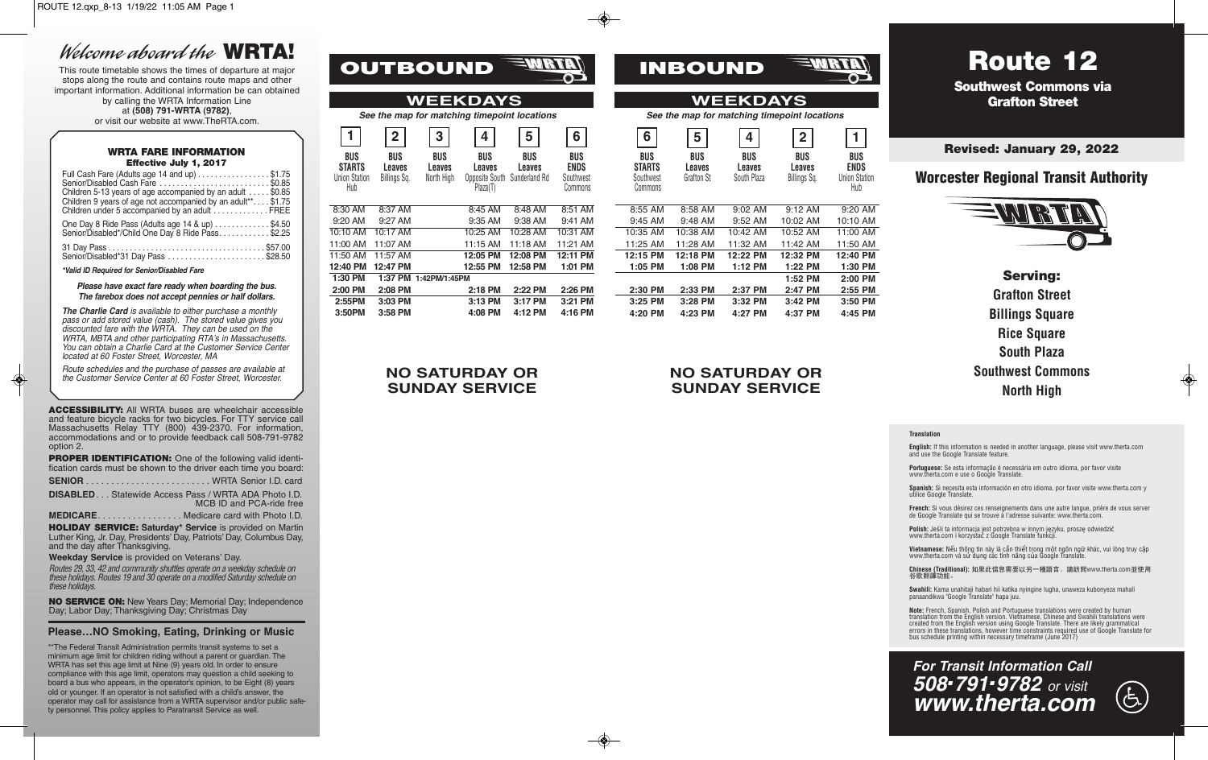# Welcome aboard the WRTA!

This route timetable shows the times of departure at major stops along the route and contains route maps and other important information. Additional information be can obtained by calling the WRTA Information Line at **(508) 791-WRTA (9782)**, or visit our website at www.TheRTA.com.

### WRTA FARE INFORMATION
**Effective July 1, 2017**

Full Cash Fare (Adults age 14 and up) .................. $1.75
Senior/Disabled Cash Fare ......................... $0.85
Children 5-13 years of age accompanied by an adult ...... $0.85
Children 9 years of age not accompanied by an adult** .... $1.75
Children under 5 accompanied by an adult ............. FREE

One Day 8 Ride Pass (Adults age 14 & up) ............. $4.50
Senior/Disabled*/Child One Day 8 Ride Pass............ $2.25

31 Day Pass ..................................... $57.00
Senior/Disabled*31 Day Pass ....................... $28.50

*\*Valid ID Required for Senior/Disabled Fare*

***Please have exact fare ready when boarding the bus. The farebox does not accept pennies or half dollars.***

***The Charlie Card** is available to either purchase a monthly pass or add stored value (cash). The stored value gives you discounted fare with the WRTA. They can be used on the WRTA, MBTA and other participating RTA's in Massachusetts. You can obtain a Charlie Card at the Customer Service Center located at 60 Foster Street, Worcester, MA*

*Route schedules and the purchase of passes are available at the Customer Service Center at 60 Foster Street, Worcester.*

**ACCESSIBILITY:** All WRTA buses are wheelchair accessible and feature bicycle racks for two bicycles. For TTY service call Massachusetts Relay TTY (800) 439-2370. For information, accommodations and or to provide feedback call 508-791-9782 option 2.

**PROPER IDENTIFICATION:** One of the following valid identification cards must be shown to the driver each time you board:

**SENIOR** ......................... WRTA Senior I.D. card

**DISABLED** . . . Statewide Access Pass / WRTA ADA Photo I.D. MCB ID and PCA-ride free

**MEDICARE**. . . . . . . . . . . . . . . . Medicare card with Photo I.D.

**HOLIDAY SERVICE: Saturday\* Service** is provided on Martin Luther King, Jr. Day, Presidents' Day, Patriots' Day, Columbus Day, and the day after Thanksgiving.

**Weekday Service** is provided on Veterans' Day.

*Routes 29, 33, 42 and community shuttles operate on a weekday schedule on these holidays. Routes 19 and 30 operate on a modified Saturday schedule on these holidays.*

**NO SERVICE ON:** New Years Day; Memorial Day; Independence Day; Labor Day; Thanksgiving Day; Christmas Day

## Please…NO Smoking, Eating, Drinking or Music

\*\*The Federal Transit Administration permits transit systems to set a minimum age limit for children riding without a parent or guardian. The WRTA has set this age limit at Nine (9) years old. In order to ensure compliance with this age limit, operators may question a child seeking to board a bus who appears, in the operator's opinion, to be Eight (8) years old or younger. If an operator is not satisfied with a child's answer, the operator may call for assistance from a WRTA supervisor and/or public safety personnel. This policy applies to Paratransit Service as well.

## OUTBOUND

### WEEKDAYS

*See the map for matching timepoint locations*

| 1 | 2 | 3 | 4 | 5 | 6 |
|---|---|---|---|---|---|
| **BUS STARTS** Union Station Hub | **BUS Leaves** Billings Sq. | **BUS Leaves** North High | **BUS Leaves** Opposite South Plaza(T) | **BUS Leaves** Sunderland Rd | **BUS ENDS** Southwest Commons |
| 8:30 AM | 8:37 AM | | 8:45 AM | 8:48 AM | 8:51 AM |
| 9:20 AM | 9:27 AM | | 9:35 AM | 9:38 AM | 9:41 AM |
| 10:10 AM | 10:17 AM | | 10:25 AM | 10:28 AM | 10:31 AM |
| 11:00 AM | 11:07 AM | | 11:15 AM | 11:18 AM | 11:21 AM |
| 11:50 AM | 11:57 AM | | **12:05 PM** | **12:08 PM** | **12:11 PM** |
| **12:40 PM** | **12:47 PM** | | **12:55 PM** | **12:58 PM** | **1:01 PM** |
| **1:30 PM** | **1:37 PM** | **1:42PM/1:45PM** | | | |
| **2:00 PM** | **2:08 PM** | | **2:18 PM** | **2:22 PM** | **2:26 PM** |
| **2:55PM** | **3:03 PM** | | **3:13 PM** | **3:17 PM** | **3:21 PM** |
| **3:50PM** | **3:58 PM** | | **4:08 PM** | **4:12 PM** | **4:16 PM** |

**NO SATURDAY OR SUNDAY SERVICE**

## INBOUND

### WEEKDAYS

*See the map for matching timepoint locations*

| 6 | 5 | 4 | 2 | 1 |
|---|---|---|---|---|
| **BUS STARTS** Southwest Commons | **BUS Leaves** Grafton St | **BUS Leaves** South Plaza | **BUS Leaves** Billings Sq. | **BUS ENDS** Union Station Hub |
| 8:55 AM | 8:58 AM | 9:02 AM | 9:12 AM | 9:20 AM |
| 9:45 AM | 9:48 AM | 9:52 AM | 10:02 AM | 10:10 AM |
| 10:35 AM | 10:38 AM | 10:42 AM | 10:52 AM | 11:00 AM |
| 11:25 AM | 11:28 AM | 11:32 AM | 11:42 AM | 11:50 AM |
| **12:15 PM** | **12:18 PM** | **12:22 PM** | **12:32 PM** | **12:40 PM** |
| **1:05 PM** | **1:08 PM** | **1:12 PM** | **1:22 PM** | **1:30 PM** |
| | | | **1:52 PM** | **2:00 PM** |
| **2:30 PM** | **2:33 PM** | **2:37 PM** | **2:47 PM** | **2:55 PM** |
| **3:25 PM** | **3:28 PM** | **3:32 PM** | **3:42 PM** | **3:50 PM** |
| **4:20 PM** | **4:23 PM** | **4:27 PM** | **4:37 PM** | **4:45 PM** |

**NO SATURDAY OR SUNDAY SERVICE**

# Route 12

**Southwest Commons via Grafton Street**

**Revised: January 29, 2022**

## Worcester Regional Transit Authority

**Serving:**

**Grafton Street**
**Billings Square**
**Rice Square**
**South Plaza**
**Southwest Commons**
**North High**

**Translation**

**English:** If this information is needed in another language, please visit www.therta.com and use the Google Translate feature.

**Portuguese:** Se esta informação é necessária em outro idioma, por favor visite www.therta.com e use o Google Translate.

**Spanish:** Si necesita esta información en otro idioma, por favor visite www.therta.com y utilice Google Translate.

**French:** Si vous désirez ces renseignements dans une autre langue, prière de vous server de Google Translate qui se trouve à l'adresse suivante: www.therta.com.

**Polish:** Jeśli ta informacja jest potrzebna w innym języku, proszę odwiedzić www.therta.com i korzystać z Google Translate funkcji.

**Vietnamese:** Nếu thông tin này là cần thiết trong một ngôn ngữ khác, vui lòng truy cập www.therta.com và sử dụng các tính năng của Google Translate.

**Chinese (Traditional):** 如果此信息需要以另一種語言，請訪問www.therta.com並使用谷歌翻譯功能。

**Swahili:** Kama unahitaji habari hii katika nyingine lugha, unaweza kubonyeza mahali panaandikwa "Google Translate" hapa juu.

**Note:** French, Spanish, Polish and Portuguese translations were created by human translation from the English version. Vietnamese, Chinese and Swahili translations were created from the English version using Google Translate. There are likely grammatical errors in these translations, however time constraints required use of Google Translate for bus schedule printing within necessary timeframe (June 2017)

***For Transit Information Call 508•791•9782** or visit **www.therta.com***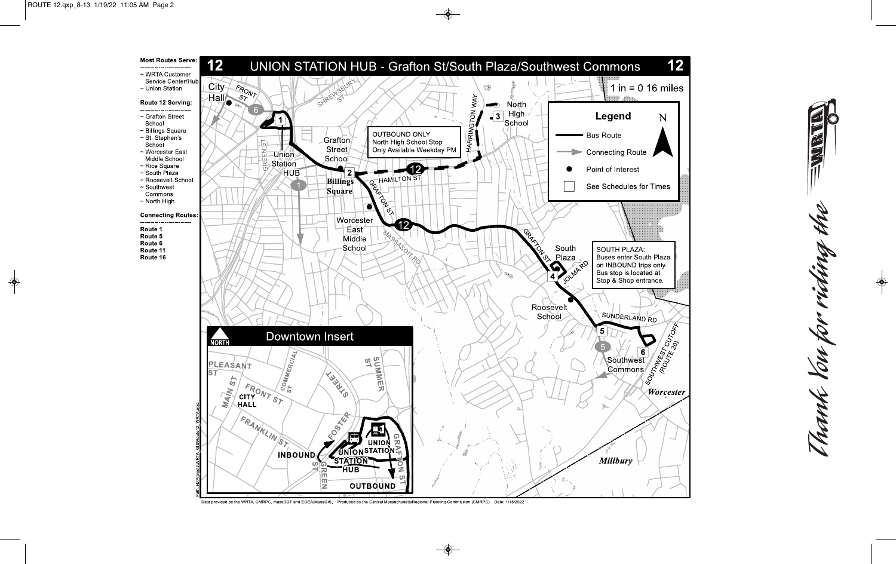**Most Routes Serve:**

- WRTA Customer Service Center/Hub
- Union Station

**Route 12 Serving:**

- Grafton Street School
- Billings Square
- St. Stephen's School
- Worcester East Middle School
- Rice Square
- South Plaza
- Roosevelt School
- Southwest Commons
- North High

**Connecting Routes:**

**Route 1**
**Route 5**
**Route 6**
**Route 11**
**Route 16**

# 12 UNION STATION HUB - Grafton St/South Plaza/Southwest Commons 12

1 in = 0.16 miles

**Legend**

- Bus Route
- Connecting Route
- Point of Interest
- See Schedules for Times

OUTBOUND ONLY
North High School Stop
Only Available Weekday PM

SOUTH PLAZA:
Buses enter South Plaza on INBOUND trips only. Bus stop is located at Stop & Shop entrance.

City Hall
FRONT ST
SHREWSBURY ST
GREEN ST
Union Station HUB
Grafton Street School
Billings Square
HAMILTON ST
GRAFTON ST
HARRINGTON WAY
North High School
Worcester East Middle School
MASSASOIT RD
South Plaza
JOLMA RD
Roosevelt School
SUNDERLAND RD
Southwest Commons
SOUTHWEST CUTOFF (ROUTE 20)
Worcester
Millbury

## Downtown Insert

NORTH
PLEASANT ST
MAIN ST
FRONT ST
COMMERCIAL ST
SUMMER ST
STREET
CITY HALL
FRANKLIN ST
FOSTER
INBOUND
UNION STATION
UNION STATION HUB
GREEN ST
GRAFTON ST
OUTBOUND

Data provided by the WRTA, CMRPC, massDOT and EOEA/MassGIS. Produced by the Central Massachusetts Regional Planning Commission (CMRPC) Date: 1/18/2022

*Thank You for riding the* WRTA